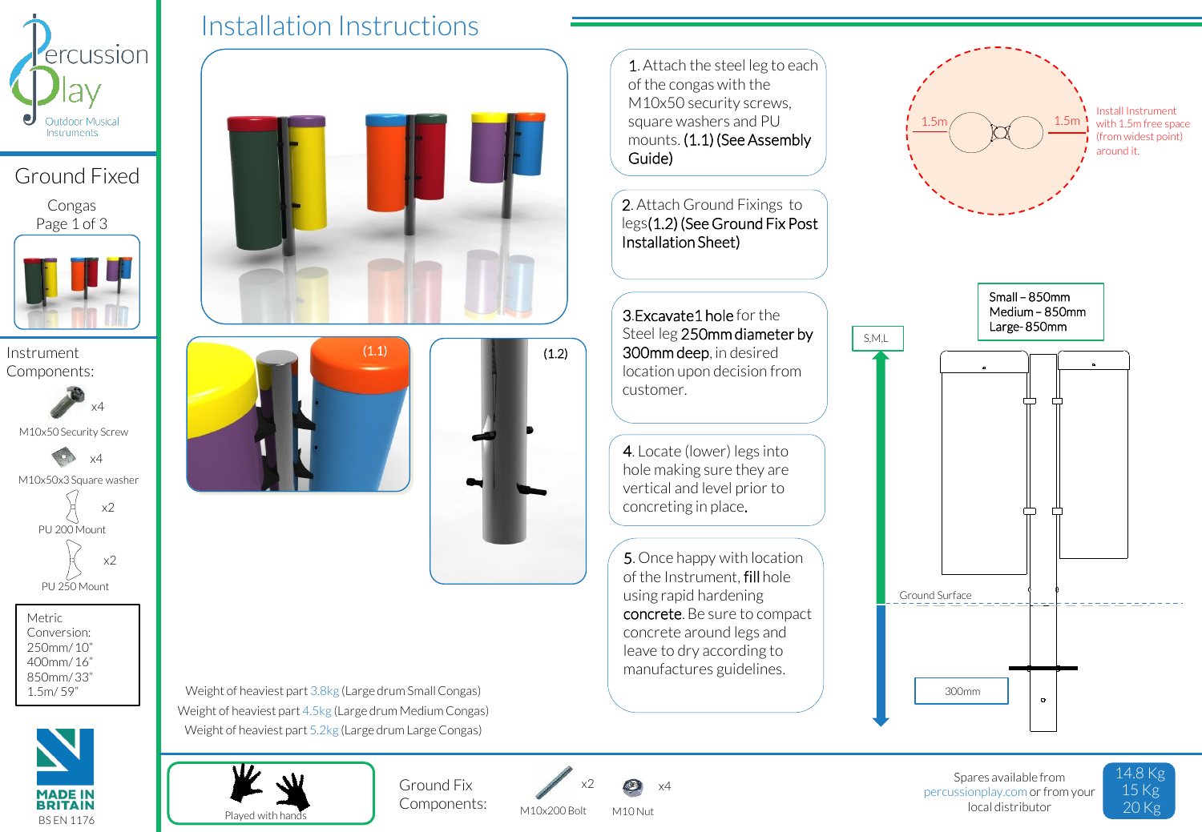Percussion Play
Outdoor Musical Instruments

## Ground Fixed

Congas
Page 1 of 3

Instrument Components:

- x4 M10x50 Security Screw
- x4 M10x50x3 Square washer
- x2 PU 200 Mount
- x2 PU 250 Mount

Metric Conversion:
250mm/ 10"
400mm/ 16"
850mm/ 33"
1.5m/ 59"

MADE IN BRITAIN
BS EN 1176

# Installation Instructions

(1.1)

(1.2)

1. Attach the steel leg to each of the congas with the M10x50 security screws, square washers and PU mounts. **(1.1) (See Assembly Guide)**

2. Attach Ground Fixings to legs**(1.2) (See Ground Fix Post Installation Sheet)**

3. **Excavate1 hole** for the Steel leg **250mm diameter by 300mm deep**, in desired location upon decision from customer.

4. Locate (lower) legs into hole making sure they are vertical and level prior to concreting in place.

5. Once happy with location of the Instrument, **fill** hole using rapid hardening **concrete**. Be sure to compact concrete around legs and leave to dry according to manufactures guidelines.

1.5m | 1.5m

Install Instrument with 1.5m free space (from widest point) around it.

S,M,L

Small – 850mm
Medium – 850mm
Large- 850mm

Ground Surface

300mm

Weight of heaviest part 3.8kg (Large drum Small Congas)
Weight of heaviest part 4.5kg (Large drum Medium Congas)
Weight of heaviest part 5.2kg (Large drum Large Congas)

Played with hands

Ground Fix Components:

- x2 M10x200 Bolt
- x4 M10 Nut

Spares available from percussionplay.com or from your local distributor

14.8 Kg
15 Kg
20 Kg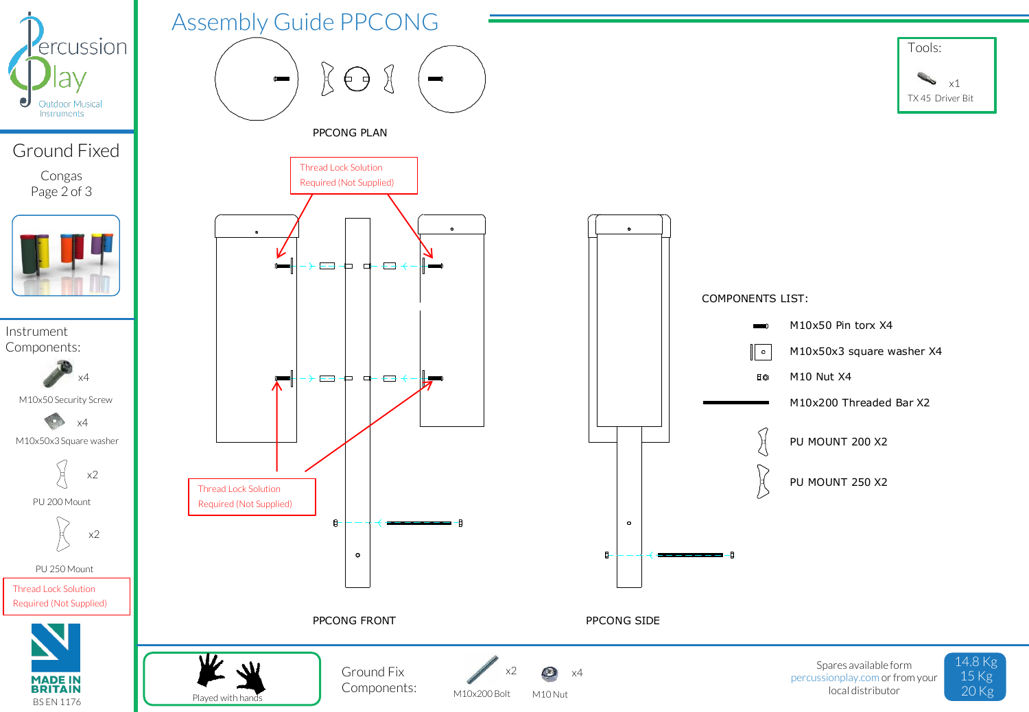# Assembly Guide PPCONG

Percussion Play — Outdoor Musical Instruments

## Ground Fixed

Congas
Page 2 of 3

### Instrument Components:

- M10x50 Security Screw x4
- M10x50x3 Square washer x4
- PU 200 Mount x2
- PU 250 Mount x2

Thread Lock Solution Required (Not Supplied)

MADE IN BRITAIN
BS EN 1176

Tools:

- TX 45 Driver Bit x1

PPCONG PLAN

Thread Lock Solution Required (Not Supplied)

Thread Lock Solution Required (Not Supplied)

PPCONG FRONT

PPCONG SIDE

COMPONENTS LIST:

- M10x50 Pin torx X4
- M10x50x3 square washer X4
- M10 Nut X4
- M10x200 Threaded Bar X2
- PU MOUNT 200 X2
- PU MOUNT 250 X2

Played with hands

Ground Fix Components:

- M10x200 Bolt x2
- M10 Nut x4

Spares available form percussionplay.com or from your local distributor

14.8 Kg
15 Kg
20 Kg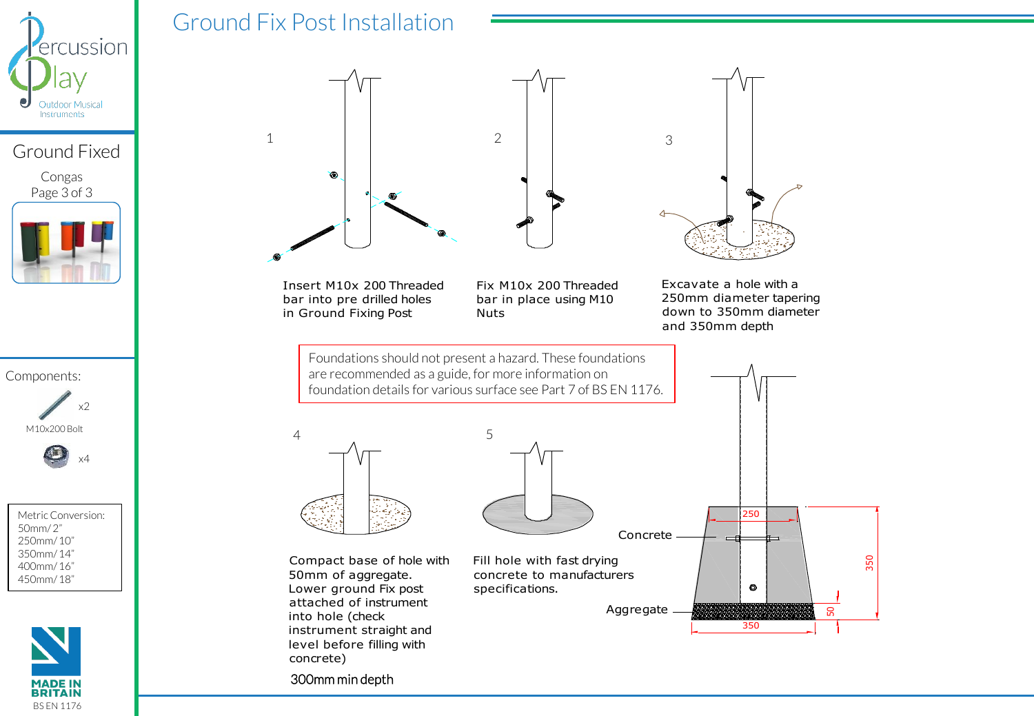# Ground Fix Post Installation

Percussion Play
Outdoor Musical Instruments

## Ground Fixed

Congas

Components:

M10x200 Bolt x2

x4

Metric Conversion:
50mm/ 2"
250mm/ 10"
350mm/ 14"
400mm/ 16"
450mm/ 18"

MADE IN BRITAIN
BS EN 1176

1

Insert M10x 200 Threaded bar into pre drilled holes in Ground Fixing Post

2

Fix M10x 200 Threaded bar in place using M10 Nuts

3

Excavate a hole with a 250mm diameter tapering down to 350mm diameter and 350mm depth

Foundations should not present a hazard. These foundations are recommended as a guide, for more information on foundation details for various surface see Part 7 of BS EN 1176.

4

Compact base of hole with 50mm of aggregate. Lower ground Fix post attached of instrument into hole (check instrument straight and level before filling with concrete)

300mm min depth

5

Fill hole with fast drying concrete to manufacturers specifications.

Concrete

Aggregate

250

350

50

350